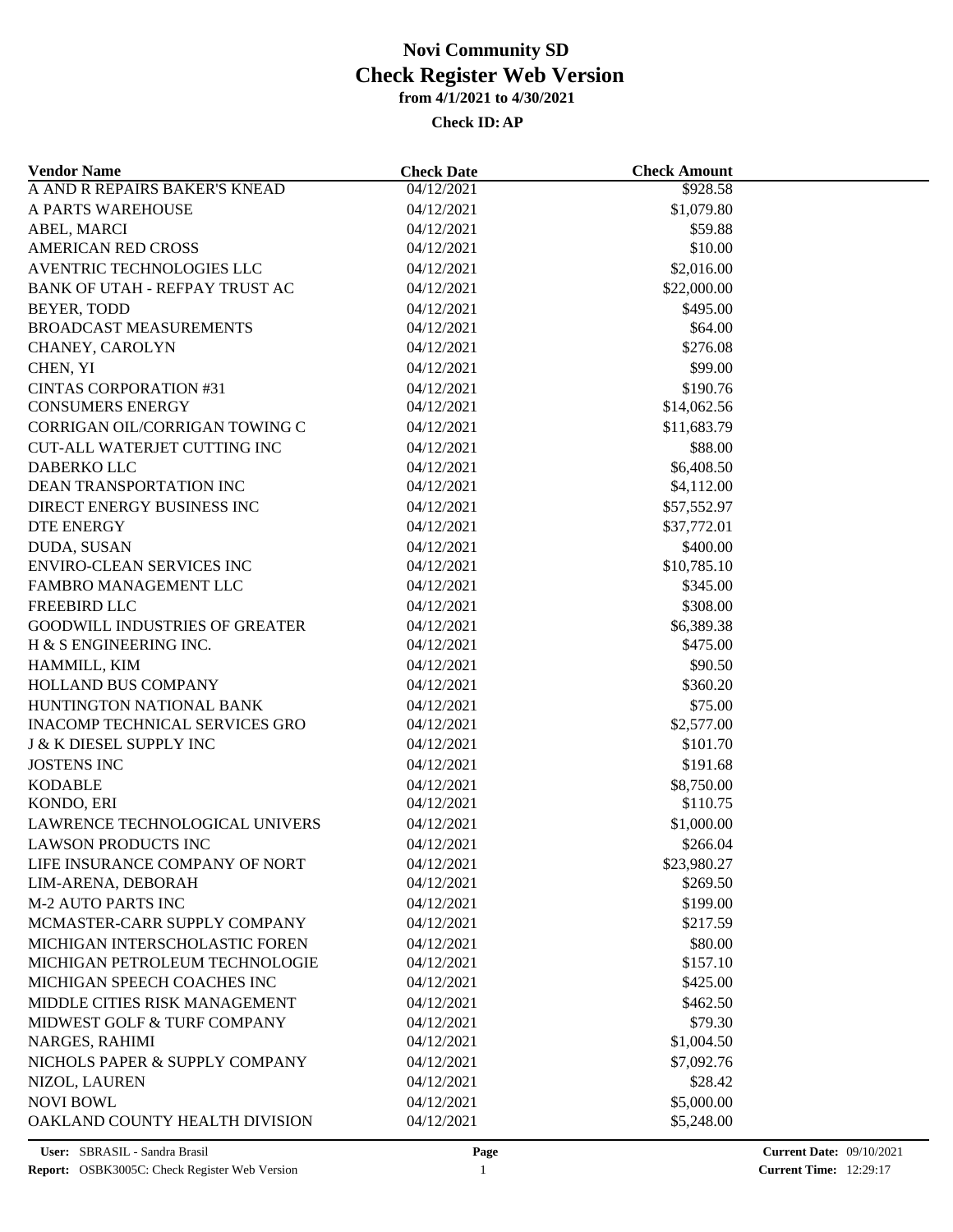# Novi Community SD

# Check Register Web Version

**from 4/1/2021 to 4/30/2021**

**Check ID: AP**

| Vendor Name | Check Date | Check Amount |
|---|---|---|
| A AND R REPAIRS BAKER'S KNEAD | 04/12/2021 | $928.58 |
| A PARTS WAREHOUSE | 04/12/2021 | $1,079.80 |
| ABEL, MARCI | 04/12/2021 | $59.88 |
| AMERICAN RED CROSS | 04/12/2021 | $10.00 |
| AVENTRIC TECHNOLOGIES LLC | 04/12/2021 | $2,016.00 |
| BANK OF UTAH - REFPAY TRUST AC | 04/12/2021 | $22,000.00 |
| BEYER, TODD | 04/12/2021 | $495.00 |
| BROADCAST MEASUREMENTS | 04/12/2021 | $64.00 |
| CHANEY, CAROLYN | 04/12/2021 | $276.08 |
| CHEN, YI | 04/12/2021 | $99.00 |
| CINTAS CORPORATION #31 | 04/12/2021 | $190.76 |
| CONSUMERS ENERGY | 04/12/2021 | $14,062.56 |
| CORRIGAN OIL/CORRIGAN TOWING C | 04/12/2021 | $11,683.79 |
| CUT-ALL WATERJET CUTTING INC | 04/12/2021 | $88.00 |
| DABERKO LLC | 04/12/2021 | $6,408.50 |
| DEAN TRANSPORTATION INC | 04/12/2021 | $4,112.00 |
| DIRECT ENERGY BUSINESS INC | 04/12/2021 | $57,552.97 |
| DTE ENERGY | 04/12/2021 | $37,772.01 |
| DUDA, SUSAN | 04/12/2021 | $400.00 |
| ENVIRO-CLEAN SERVICES INC | 04/12/2021 | $10,785.10 |
| FAMBRO MANAGEMENT LLC | 04/12/2021 | $345.00 |
| FREEBIRD LLC | 04/12/2021 | $308.00 |
| GOODWILL INDUSTRIES OF GREATER | 04/12/2021 | $6,389.38 |
| H & S ENGINEERING INC. | 04/12/2021 | $475.00 |
| HAMMILL, KIM | 04/12/2021 | $90.50 |
| HOLLAND BUS COMPANY | 04/12/2021 | $360.20 |
| HUNTINGTON NATIONAL BANK | 04/12/2021 | $75.00 |
| INACOMP TECHNICAL SERVICES GRO | 04/12/2021 | $2,577.00 |
| J & K DIESEL SUPPLY INC | 04/12/2021 | $101.70 |
| JOSTENS INC | 04/12/2021 | $191.68 |
| KODABLE | 04/12/2021 | $8,750.00 |
| KONDO, ERI | 04/12/2021 | $110.75 |
| LAWRENCE TECHNOLOGICAL UNIVERS | 04/12/2021 | $1,000.00 |
| LAWSON PRODUCTS INC | 04/12/2021 | $266.04 |
| LIFE INSURANCE COMPANY OF NORT | 04/12/2021 | $23,980.27 |
| LIM-ARENA, DEBORAH | 04/12/2021 | $269.50 |
| M-2 AUTO PARTS INC | 04/12/2021 | $199.00 |
| MCMASTER-CARR SUPPLY COMPANY | 04/12/2021 | $217.59 |
| MICHIGAN INTERSCHOLASTIC FOREN | 04/12/2021 | $80.00 |
| MICHIGAN PETROLEUM TECHNOLOGIE | 04/12/2021 | $157.10 |
| MICHIGAN SPEECH COACHES INC | 04/12/2021 | $425.00 |
| MIDDLE CITIES RISK MANAGEMENT | 04/12/2021 | $462.50 |
| MIDWEST GOLF & TURF COMPANY | 04/12/2021 | $79.30 |
| NARGES, RAHIMI | 04/12/2021 | $1,004.50 |
| NICHOLS PAPER & SUPPLY COMPANY | 04/12/2021 | $7,092.76 |
| NIZOL, LAUREN | 04/12/2021 | $28.42 |
| NOVI BOWL | 04/12/2021 | $5,000.00 |
| OAKLAND COUNTY HEALTH DIVISION | 04/12/2021 | $5,248.00 |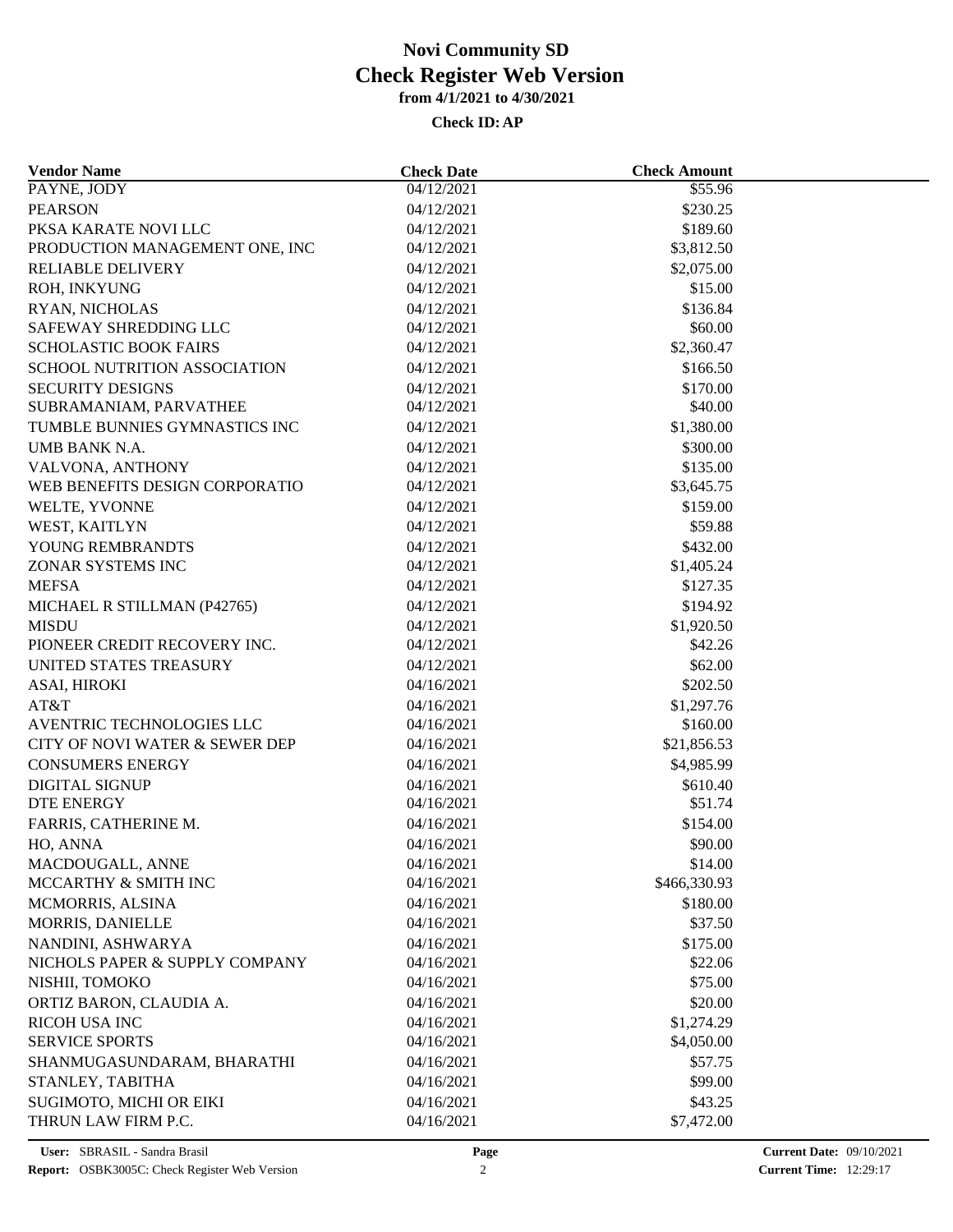# Novi Community SD
## Check Register Web Version
### from 4/1/2021 to 4/30/2021

**Check ID: AP**

| Vendor Name | Check Date | Check Amount |
|---|---|---|
| PAYNE, JODY | 04/12/2021 | $55.96 |
| PEARSON | 04/12/2021 | $230.25 |
| PKSA KARATE NOVI LLC | 04/12/2021 | $189.60 |
| PRODUCTION MANAGEMENT ONE, INC | 04/12/2021 | $3,812.50 |
| RELIABLE DELIVERY | 04/12/2021 | $2,075.00 |
| ROH, INKYUNG | 04/12/2021 | $15.00 |
| RYAN, NICHOLAS | 04/12/2021 | $136.84 |
| SAFEWAY SHREDDING LLC | 04/12/2021 | $60.00 |
| SCHOLASTIC BOOK FAIRS | 04/12/2021 | $2,360.47 |
| SCHOOL NUTRITION ASSOCIATION | 04/12/2021 | $166.50 |
| SECURITY DESIGNS | 04/12/2021 | $170.00 |
| SUBRAMANIAM, PARVATHEE | 04/12/2021 | $40.00 |
| TUMBLE BUNNIES GYMNASTICS INC | 04/12/2021 | $1,380.00 |
| UMB BANK N.A. | 04/12/2021 | $300.00 |
| VALVONA, ANTHONY | 04/12/2021 | $135.00 |
| WEB BENEFITS DESIGN CORPORATIO | 04/12/2021 | $3,645.75 |
| WELTE, YVONNE | 04/12/2021 | $159.00 |
| WEST, KAITLYN | 04/12/2021 | $59.88 |
| YOUNG REMBRANDTS | 04/12/2021 | $432.00 |
| ZONAR SYSTEMS INC | 04/12/2021 | $1,405.24 |
| MEFSA | 04/12/2021 | $127.35 |
| MICHAEL R STILLMAN (P42765) | 04/12/2021 | $194.92 |
| MISDU | 04/12/2021 | $1,920.50 |
| PIONEER CREDIT RECOVERY INC. | 04/12/2021 | $42.26 |
| UNITED STATES TREASURY | 04/12/2021 | $62.00 |
| ASAI, HIROKI | 04/16/2021 | $202.50 |
| AT&T | 04/16/2021 | $1,297.76 |
| AVENTRIC TECHNOLOGIES LLC | 04/16/2021 | $160.00 |
| CITY OF NOVI WATER & SEWER DEP | 04/16/2021 | $21,856.53 |
| CONSUMERS ENERGY | 04/16/2021 | $4,985.99 |
| DIGITAL SIGNUP | 04/16/2021 | $610.40 |
| DTE ENERGY | 04/16/2021 | $51.74 |
| FARRIS, CATHERINE M. | 04/16/2021 | $154.00 |
| HO, ANNA | 04/16/2021 | $90.00 |
| MACDOUGALL, ANNE | 04/16/2021 | $14.00 |
| MCCARTHY & SMITH INC | 04/16/2021 | $466,330.93 |
| MCMORRIS, ALSINA | 04/16/2021 | $180.00 |
| MORRIS, DANIELLE | 04/16/2021 | $37.50 |
| NANDINI, ASHWARYA | 04/16/2021 | $175.00 |
| NICHOLS PAPER & SUPPLY COMPANY | 04/16/2021 | $22.06 |
| NISHII, TOMOKO | 04/16/2021 | $75.00 |
| ORTIZ BARON, CLAUDIA A. | 04/16/2021 | $20.00 |
| RICOH USA INC | 04/16/2021 | $1,274.29 |
| SERVICE SPORTS | 04/16/2021 | $4,050.00 |
| SHANMUGASUNDARAM, BHARATHI | 04/16/2021 | $57.75 |
| STANLEY, TABITHA | 04/16/2021 | $99.00 |
| SUGIMOTO, MICHI OR EIKI | 04/16/2021 | $43.25 |
| THRUN LAW FIRM P.C. | 04/16/2021 | $7,472.00 |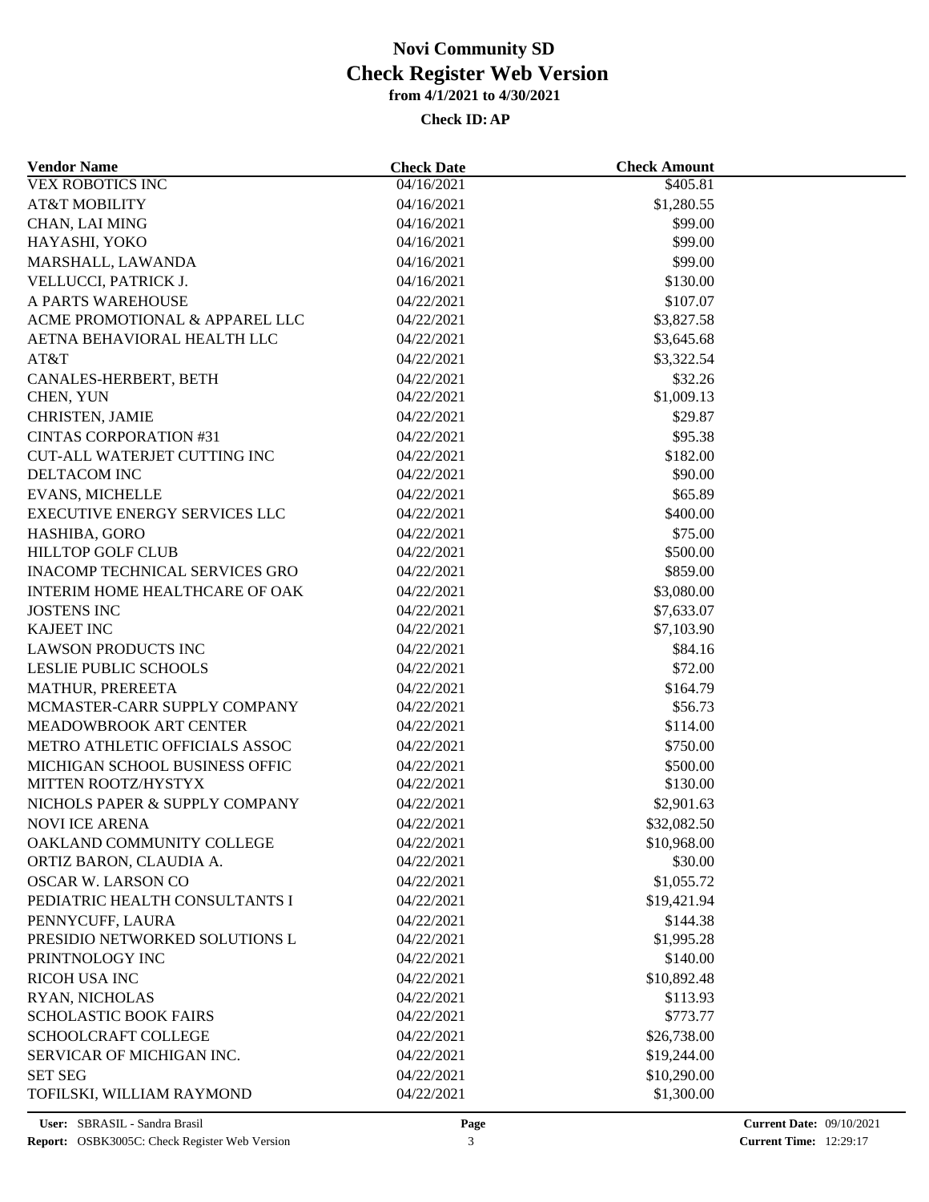# Novi Community SD

## Check Register Web Version

### from 4/1/2021 to 4/30/2021

**Check ID: AP**

| Vendor Name | Check Date | Check Amount |
|---|---|---|
| VEX ROBOTICS INC | 04/16/2021 | $405.81 |
| AT&T MOBILITY | 04/16/2021 | $1,280.55 |
| CHAN, LAI MING | 04/16/2021 | $99.00 |
| HAYASHI, YOKO | 04/16/2021 | $99.00 |
| MARSHALL, LAWANDA | 04/16/2021 | $99.00 |
| VELLUCCI, PATRICK J. | 04/16/2021 | $130.00 |
| A PARTS WAREHOUSE | 04/22/2021 | $107.07 |
| ACME PROMOTIONAL & APPAREL LLC | 04/22/2021 | $3,827.58 |
| AETNA BEHAVIORAL HEALTH LLC | 04/22/2021 | $3,645.68 |
| AT&T | 04/22/2021 | $3,322.54 |
| CANALES-HERBERT, BETH | 04/22/2021 | $32.26 |
| CHEN, YUN | 04/22/2021 | $1,009.13 |
| CHRISTEN, JAMIE | 04/22/2021 | $29.87 |
| CINTAS CORPORATION #31 | 04/22/2021 | $95.38 |
| CUT-ALL WATERJET CUTTING INC | 04/22/2021 | $182.00 |
| DELTACOM INC | 04/22/2021 | $90.00 |
| EVANS, MICHELLE | 04/22/2021 | $65.89 |
| EXECUTIVE ENERGY SERVICES LLC | 04/22/2021 | $400.00 |
| HASHIBA, GORO | 04/22/2021 | $75.00 |
| HILLTOP GOLF CLUB | 04/22/2021 | $500.00 |
| INACOMP TECHNICAL SERVICES GRO | 04/22/2021 | $859.00 |
| INTERIM HOME HEALTHCARE OF OAK | 04/22/2021 | $3,080.00 |
| JOSTENS INC | 04/22/2021 | $7,633.07 |
| KAJEET INC | 04/22/2021 | $7,103.90 |
| LAWSON PRODUCTS INC | 04/22/2021 | $84.16 |
| LESLIE PUBLIC SCHOOLS | 04/22/2021 | $72.00 |
| MATHUR, PREREETA | 04/22/2021 | $164.79 |
| MCMASTER-CARR SUPPLY COMPANY | 04/22/2021 | $56.73 |
| MEADOWBROOK ART CENTER | 04/22/2021 | $114.00 |
| METRO ATHLETIC OFFICIALS ASSOC | 04/22/2021 | $750.00 |
| MICHIGAN SCHOOL BUSINESS OFFIC | 04/22/2021 | $500.00 |
| MITTEN ROOTZ/HYSTYX | 04/22/2021 | $130.00 |
| NICHOLS PAPER & SUPPLY COMPANY | 04/22/2021 | $2,901.63 |
| NOVI ICE ARENA | 04/22/2021 | $32,082.50 |
| OAKLAND COMMUNITY COLLEGE | 04/22/2021 | $10,968.00 |
| ORTIZ BARON, CLAUDIA A. | 04/22/2021 | $30.00 |
| OSCAR W. LARSON CO | 04/22/2021 | $1,055.72 |
| PEDIATRIC HEALTH CONSULTANTS I | 04/22/2021 | $19,421.94 |
| PENNYCUFF, LAURA | 04/22/2021 | $144.38 |
| PRESIDIO NETWORKED SOLUTIONS L | 04/22/2021 | $1,995.28 |
| PRINTNOLOGY INC | 04/22/2021 | $140.00 |
| RICOH USA INC | 04/22/2021 | $10,892.48 |
| RYAN, NICHOLAS | 04/22/2021 | $113.93 |
| SCHOLASTIC BOOK FAIRS | 04/22/2021 | $773.77 |
| SCHOOLCRAFT COLLEGE | 04/22/2021 | $26,738.00 |
| SERVICAR OF MICHIGAN INC. | 04/22/2021 | $19,244.00 |
| SET SEG | 04/22/2021 | $10,290.00 |
| TOFILSKI, WILLIAM RAYMOND | 04/22/2021 | $1,300.00 |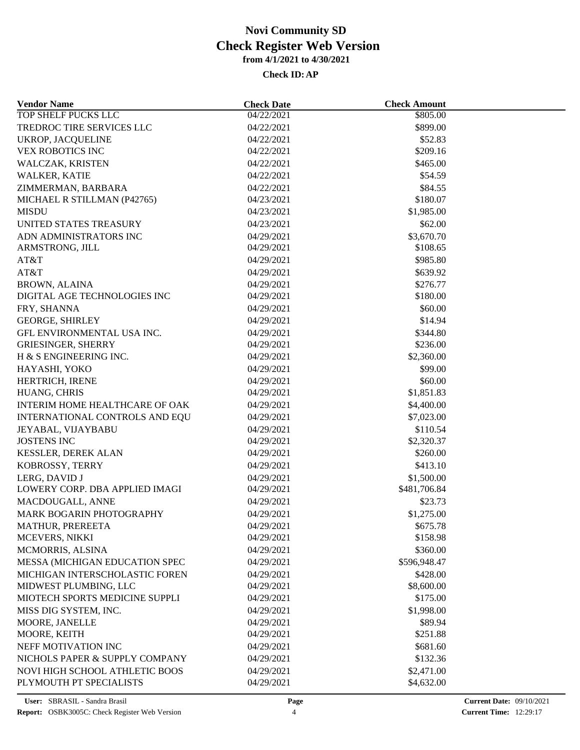# Novi Community SD
# Check Register Web Version
### from 4/1/2021 to 4/30/2021
### Check ID: AP

| Vendor Name | Check Date | Check Amount |
|---|---|---|
| TOP SHELF PUCKS LLC | 04/22/2021 | $805.00 |
| TREDROC TIRE SERVICES LLC | 04/22/2021 | $899.00 |
| UKROP, JACQUELINE | 04/22/2021 | $52.83 |
| VEX ROBOTICS INC | 04/22/2021 | $209.16 |
| WALCZAK, KRISTEN | 04/22/2021 | $465.00 |
| WALKER, KATIE | 04/22/2021 | $54.59 |
| ZIMMERMAN, BARBARA | 04/22/2021 | $84.55 |
| MICHAEL R STILLMAN (P42765) | 04/23/2021 | $180.07 |
| MISDU | 04/23/2021 | $1,985.00 |
| UNITED STATES TREASURY | 04/23/2021 | $62.00 |
| ADN ADMINISTRATORS INC | 04/29/2021 | $3,670.70 |
| ARMSTRONG, JILL | 04/29/2021 | $108.65 |
| AT&T | 04/29/2021 | $985.80 |
| AT&T | 04/29/2021 | $639.92 |
| BROWN, ALAINA | 04/29/2021 | $276.77 |
| DIGITAL AGE TECHNOLOGIES INC | 04/29/2021 | $180.00 |
| FRY, SHANNA | 04/29/2021 | $60.00 |
| GEORGE, SHIRLEY | 04/29/2021 | $14.94 |
| GFL ENVIRONMENTAL USA INC. | 04/29/2021 | $344.80 |
| GRIESINGER, SHERRY | 04/29/2021 | $236.00 |
| H & S ENGINEERING INC. | 04/29/2021 | $2,360.00 |
| HAYASHI, YOKO | 04/29/2021 | $99.00 |
| HERTRICH, IRENE | 04/29/2021 | $60.00 |
| HUANG, CHRIS | 04/29/2021 | $1,851.83 |
| INTERIM HOME HEALTHCARE OF OAK | 04/29/2021 | $4,400.00 |
| INTERNATIONAL CONTROLS AND EQU | 04/29/2021 | $7,023.00 |
| JEYABAL, VIJAYBABU | 04/29/2021 | $110.54 |
| JOSTENS INC | 04/29/2021 | $2,320.37 |
| KESSLER, DEREK ALAN | 04/29/2021 | $260.00 |
| KOBROSSY, TERRY | 04/29/2021 | $413.10 |
| LERG, DAVID J | 04/29/2021 | $1,500.00 |
| LOWERY CORP. DBA APPLIED IMAGI | 04/29/2021 | $481,706.84 |
| MACDOUGALL, ANNE | 04/29/2021 | $23.73 |
| MARK BOGARIN PHOTOGRAPHY | 04/29/2021 | $1,275.00 |
| MATHUR, PREREETA | 04/29/2021 | $675.78 |
| MCEVERS, NIKKI | 04/29/2021 | $158.98 |
| MCMORRIS, ALSINA | 04/29/2021 | $360.00 |
| MESSA (MICHIGAN EDUCATION SPEC | 04/29/2021 | $596,948.47 |
| MICHIGAN INTERSCHOLASTIC FOREN | 04/29/2021 | $428.00 |
| MIDWEST PLUMBING, LLC | 04/29/2021 | $8,600.00 |
| MIOTECH SPORTS MEDICINE SUPPLI | 04/29/2021 | $175.00 |
| MISS DIG SYSTEM, INC. | 04/29/2021 | $1,998.00 |
| MOORE, JANELLE | 04/29/2021 | $89.94 |
| MOORE, KEITH | 04/29/2021 | $251.88 |
| NEFF MOTIVATION INC | 04/29/2021 | $681.60 |
| NICHOLS PAPER & SUPPLY COMPANY | 04/29/2021 | $132.36 |
| NOVI HIGH SCHOOL ATHLETIC BOOS | 04/29/2021 | $2,471.00 |
| PLYMOUTH PT SPECIALISTS | 04/29/2021 | $4,632.00 |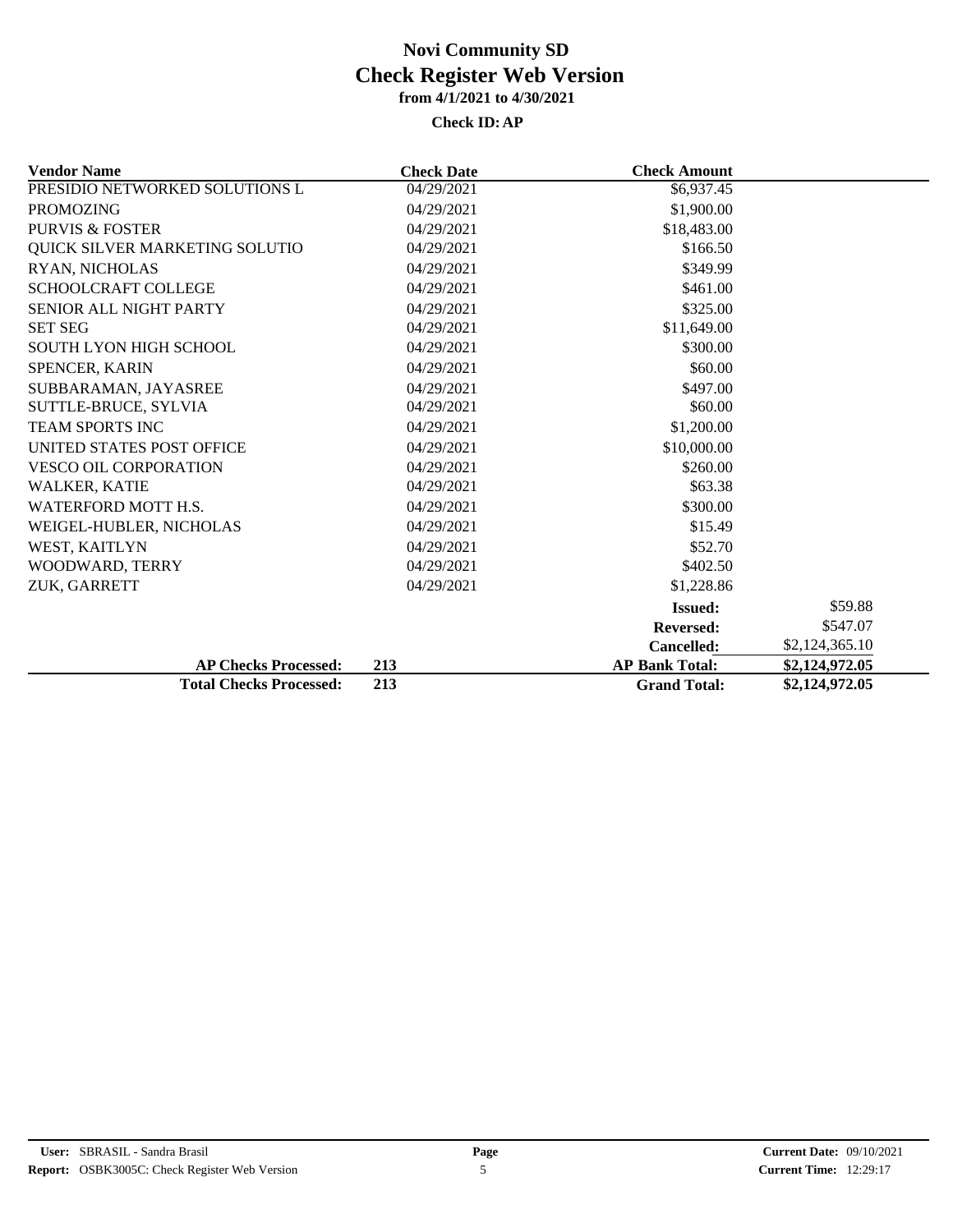# Novi Community SD

## Check Register Web Version

### from 4/1/2021 to 4/30/2021

**Check ID: AP**

| Vendor Name | Check Date | Check Amount | |
|---|---|---|---|
| PRESIDIO NETWORKED SOLUTIONS L | 04/29/2021 | $6,937.45 | |
| PROMOZING | 04/29/2021 | $1,900.00 | |
| PURVIS & FOSTER | 04/29/2021 | $18,483.00 | |
| QUICK SILVER MARKETING SOLUTIO | 04/29/2021 | $166.50 | |
| RYAN, NICHOLAS | 04/29/2021 | $349.99 | |
| SCHOOLCRAFT COLLEGE | 04/29/2021 | $461.00 | |
| SENIOR ALL NIGHT PARTY | 04/29/2021 | $325.00 | |
| SET SEG | 04/29/2021 | $11,649.00 | |
| SOUTH LYON HIGH SCHOOL | 04/29/2021 | $300.00 | |
| SPENCER, KARIN | 04/29/2021 | $60.00 | |
| SUBBARAMAN, JAYASREE | 04/29/2021 | $497.00 | |
| SUTTLE-BRUCE, SYLVIA | 04/29/2021 | $60.00 | |
| TEAM SPORTS INC | 04/29/2021 | $1,200.00 | |
| UNITED STATES POST OFFICE | 04/29/2021 | $10,000.00 | |
| VESCO OIL CORPORATION | 04/29/2021 | $260.00 | |
| WALKER, KATIE | 04/29/2021 | $63.38 | |
| WATERFORD MOTT H.S. | 04/29/2021 | $300.00 | |
| WEIGEL-HUBLER, NICHOLAS | 04/29/2021 | $15.49 | |
| WEST, KAITLYN | 04/29/2021 | $52.70 | |
| WOODWARD, TERRY | 04/29/2021 | $402.50 | |
| ZUK, GARRETT | 04/29/2021 | $1,228.86 | |
| | | **Issued:** | $59.88 |
| | | **Reversed:** | $547.07 |
| | | **Cancelled:** | $2,124,365.10 |
| **AP Checks Processed:** | **213** | **AP Bank Total:** | **$2,124,972.05** |
| **Total Checks Processed:** | **213** | **Grand Total:** | **$2,124,972.05** |

**User:** SBRASIL - Sandra Brasil
**Report:** OSBK3005C: Check Register Web Version
**Current Date:** 09/10/2021
**Current Time:** 12:29:17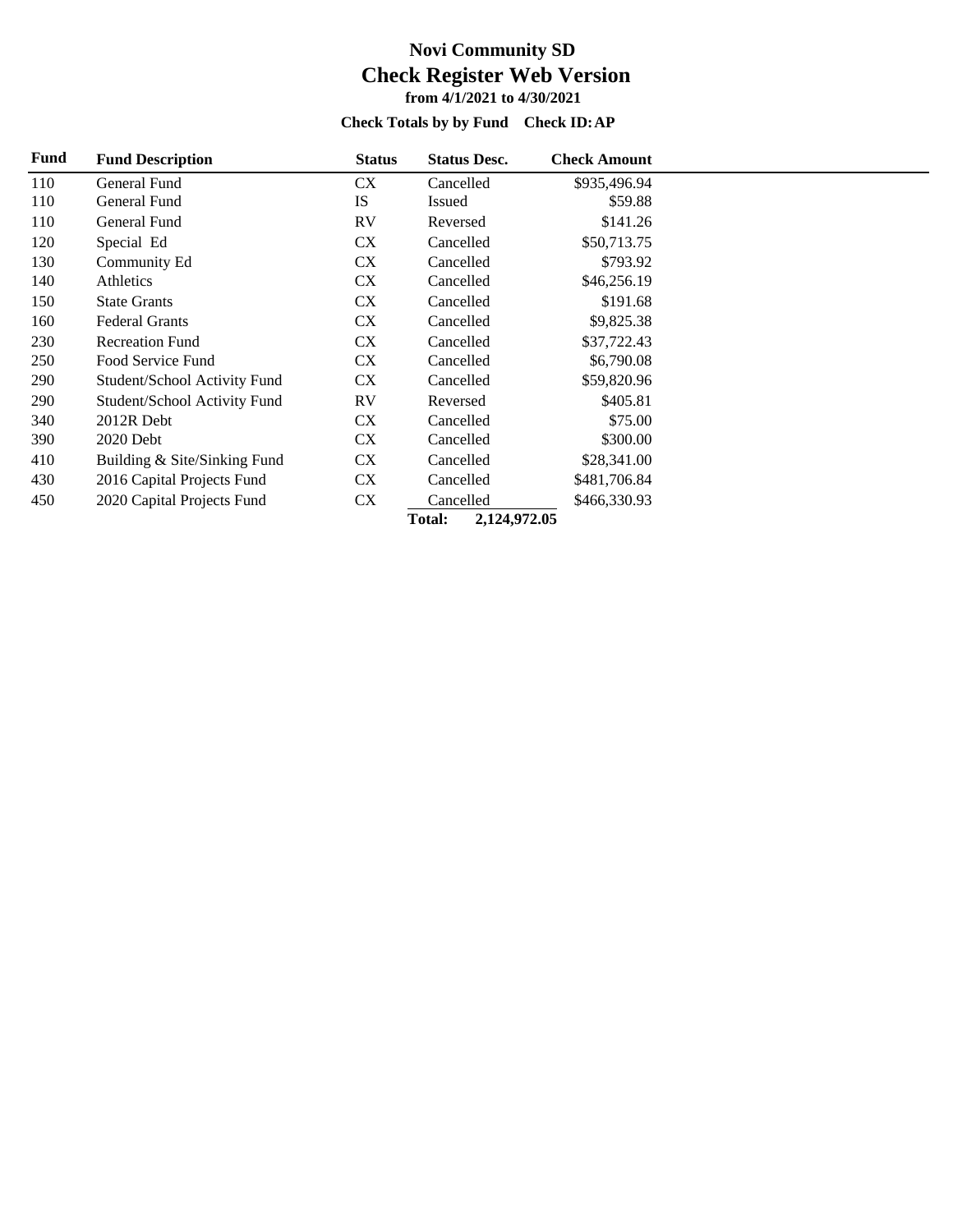# Novi Community SD

## Check Register Web Version

### from 4/1/2021 to 4/30/2021

**Check Totals by by Fund Check ID: AP**

| Fund | Fund Description | Status | Status Desc. | Check Amount |
|---|---|---|---|---|
| 110 | General Fund | CX | Cancelled | $935,496.94 |
| 110 | General Fund | IS | Issued | $59.88 |
| 110 | General Fund | RV | Reversed | $141.26 |
| 120 | Special Ed | CX | Cancelled | $50,713.75 |
| 130 | Community Ed | CX | Cancelled | $793.92 |
| 140 | Athletics | CX | Cancelled | $46,256.19 |
| 150 | State Grants | CX | Cancelled | $191.68 |
| 160 | Federal Grants | CX | Cancelled | $9,825.38 |
| 230 | Recreation Fund | CX | Cancelled | $37,722.43 |
| 250 | Food Service Fund | CX | Cancelled | $6,790.08 |
| 290 | Student/School Activity Fund | CX | Cancelled | $59,820.96 |
| 290 | Student/School Activity Fund | RV | Reversed | $405.81 |
| 340 | 2012R Debt | CX | Cancelled | $75.00 |
| 390 | 2020 Debt | CX | Cancelled | $300.00 |
| 410 | Building & Site/Sinking Fund | CX | Cancelled | $28,341.00 |
| 430 | 2016 Capital Projects Fund | CX | Cancelled | $481,706.84 |
| 450 | 2020 Capital Projects Fund | CX | Cancelled | $466,330.93 |
| | | | **Total:** | **2,124,972.05** |